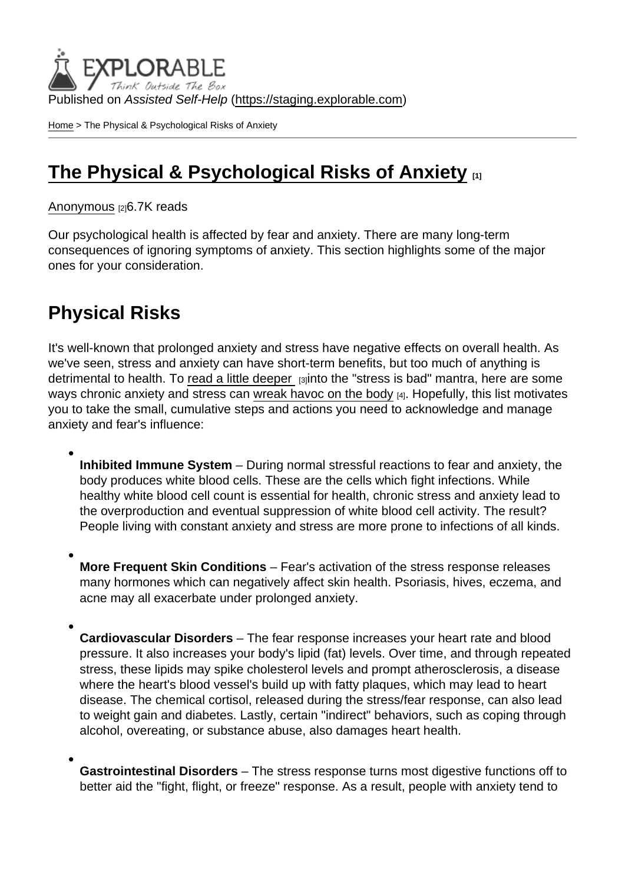Published on *Assisted Self-Help* (https://staging.explorable.com)

Home > The Physical & Psychological Risks of Anxiety

# The Physical & Psychological Risks of Anxiety [1]

Anonymous [2] 6.7K reads

Our psychological health is affected by fear and anxiety. There are many long-term consequences of ignoring symptoms of anxiety. This section highlights some of the major ones for your consideration.

## Physical Risks

It's well-known that prolonged anxiety and stress have negative effects on overall health. As we've seen, stress and anxiety can have short-term benefits, but too much of anything is detrimental to health. To read a little deeper [3] into the "stress is bad" mantra, here are some ways chronic anxiety and stress can wreak havoc on the body [4]. Hopefully, this list motivates you to take the small, cumulative steps and actions you need to acknowledge and manage anxiety and fear's influence:

- **Inhibited Immune System** – During normal stressful reactions to fear and anxiety, the body produces white blood cells. These are the cells which fight infections. While healthy white blood cell count is essential for health, chronic stress and anxiety lead to the overproduction and eventual suppression of white blood cell activity. The result? People living with constant anxiety and stress are more prone to infections of all kinds.
- **More Frequent Skin Conditions** – Fear's activation of the stress response releases many hormones which can negatively affect skin health. Psoriasis, hives, eczema, and acne may all exacerbate under prolonged anxiety.
- **Cardiovascular Disorders** – The fear response increases your heart rate and blood pressure. It also increases your body's lipid (fat) levels. Over time, and through repeated stress, these lipids may spike cholesterol levels and prompt atherosclerosis, a disease where the heart's blood vessel's build up with fatty plaques, which may lead to heart disease. The chemical cortisol, released during the stress/fear response, can also lead to weight gain and diabetes. Lastly, certain "indirect" behaviors, such as coping through alcohol, overeating, or substance abuse, also damages heart health.
- **Gastrointestinal Disorders** – The stress response turns most digestive functions off to better aid the "fight, flight, or freeze" response. As a result, people with anxiety tend to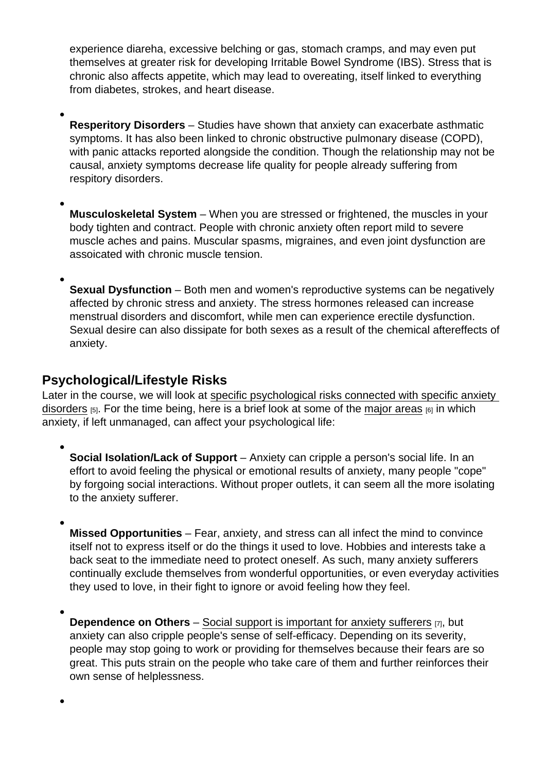experience diareha, excessive belching or gas, stomach cramps, and may even put themselves at greater risk for developing Irritable Bowel Syndrome (IBS). Stress that is chronic also affects appetite, which may lead to overeating, itself linked to everything from diabetes, strokes, and heart disease.

- **Resperitory Disorders** – Studies have shown that anxiety can exacerbate asthmatic symptoms. It has also been linked to chronic obstructive pulmonary disease (COPD), with panic attacks reported alongside the condition. Though the relationship may not be causal, anxiety symptoms decrease life quality for people already suffering from respitory disorders.

- **Musculoskeletal System** – When you are stressed or frightened, the muscles in your body tighten and contract. People with chronic anxiety often report mild to severe muscle aches and pains. Muscular spasms, migraines, and even joint dysfunction are assoicated with chronic muscle tension.

- **Sexual Dysfunction** – Both men and women's reproductive systems can be negatively affected by chronic stress and anxiety. The stress hormones released can increase menstrual disorders and discomfort, while men can experience erectile dysfunction. Sexual desire can also dissipate for both sexes as a result of the chemical aftereffects of anxiety.

## Psychological/Lifestyle Risks

Later in the course, we will look at specific psychological risks connected with specific anxiety disorders [5]. For the time being, here is a brief look at some of the major areas [6] in which anxiety, if left unmanaged, can affect your psychological life:

- **Social Isolation/Lack of Support** – Anxiety can cripple a person's social life. In an effort to avoid feeling the physical or emotional results of anxiety, many people "cope" by forgoing social interactions. Without proper outlets, it can seem all the more isolating to the anxiety sufferer.

- **Missed Opportunities** – Fear, anxiety, and stress can all infect the mind to convince itself not to express itself or do the things it used to love. Hobbies and interests take a back seat to the immediate need to protect oneself. As such, many anxiety sufferers continually exclude themselves from wonderful opportunities, or even everyday activities they used to love, in their fight to ignore or avoid feeling how they feel.

- **Dependence on Others** – Social support is important for anxiety sufferers [7], but anxiety can also cripple people's sense of self-efficacy. Depending on its severity, people may stop going to work or providing for themselves because their fears are so great. This puts strain on the people who take care of them and further reinforces their own sense of helplessness.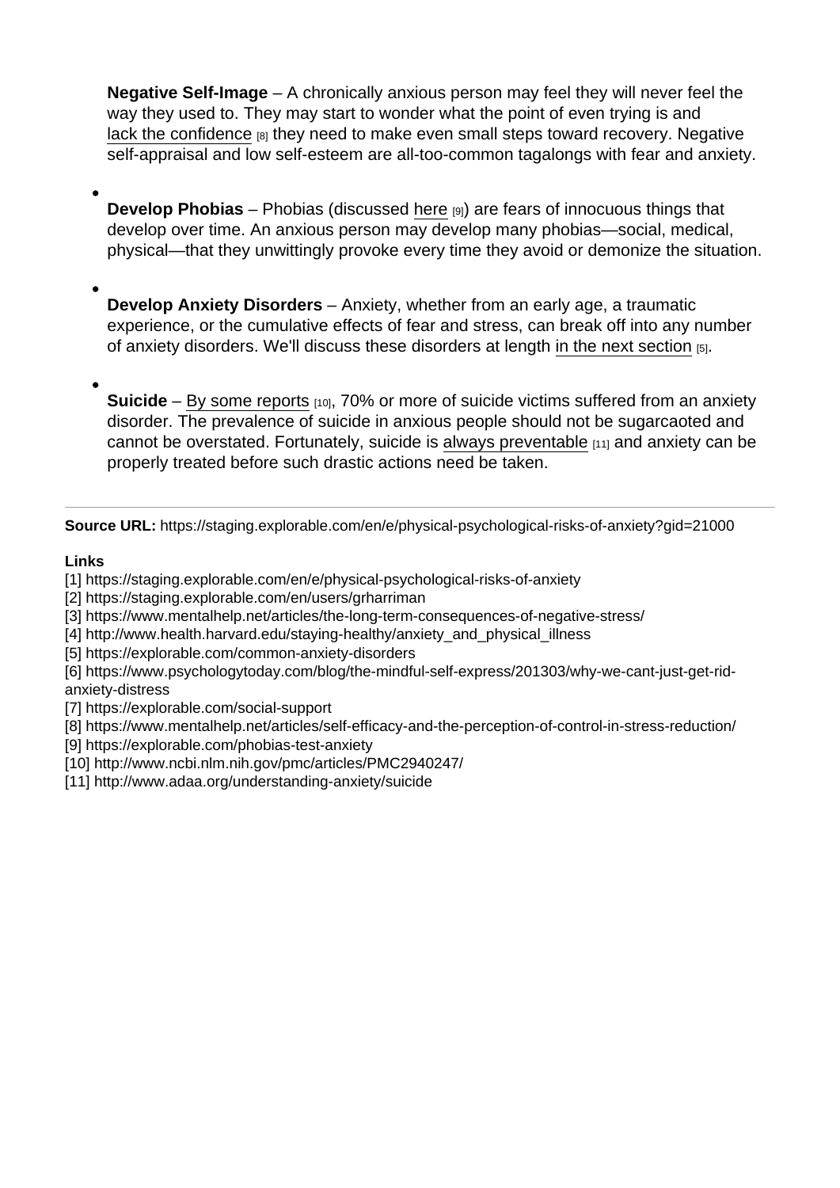**Negative Self-Image** – A chronically anxious person may feel they will never feel the way they used to. They may start to wonder what the point of even trying is and lack the confidence [8] they need to make even small steps toward recovery. Negative self-appraisal and low self-esteem are all-too-common tagalongs with fear and anxiety.

- **Develop Phobias** – Phobias (discussed here [9]) are fears of innocuous things that develop over time. An anxious person may develop many phobias—social, medical, physical—that they unwittingly provoke every time they avoid or demonize the situation.

- **Develop Anxiety Disorders** – Anxiety, whether from an early age, a traumatic experience, or the cumulative effects of fear and stress, can break off into any number of anxiety disorders. We'll discuss these disorders at length in the next section [5].

- **Suicide** – By some reports [10], 70% or more of suicide victims suffered from an anxiety disorder. The prevalence of suicide in anxious people should not be sugarcaoted and cannot be overstated. Fortunately, suicide is always preventable [11] and anxiety can be properly treated before such drastic actions need be taken.

---

**Source URL:** https://staging.explorable.com/en/e/physical-psychological-risks-of-anxiety?gid=21000

**Links**
[1] https://staging.explorable.com/en/e/physical-psychological-risks-of-anxiety
[2] https://staging.explorable.com/en/users/grharriman
[3] https://www.mentalhelp.net/articles/the-long-term-consequences-of-negative-stress/
[4] http://www.health.harvard.edu/staying-healthy/anxiety_and_physical_illness
[5] https://explorable.com/common-anxiety-disorders
[6] https://www.psychologytoday.com/blog/the-mindful-self-express/201303/why-we-cant-just-get-rid-anxiety-distress
[7] https://explorable.com/social-support
[8] https://www.mentalhelp.net/articles/self-efficacy-and-the-perception-of-control-in-stress-reduction/
[9] https://explorable.com/phobias-test-anxiety
[10] http://www.ncbi.nlm.nih.gov/pmc/articles/PMC2940247/
[11] http://www.adaa.org/understanding-anxiety/suicide